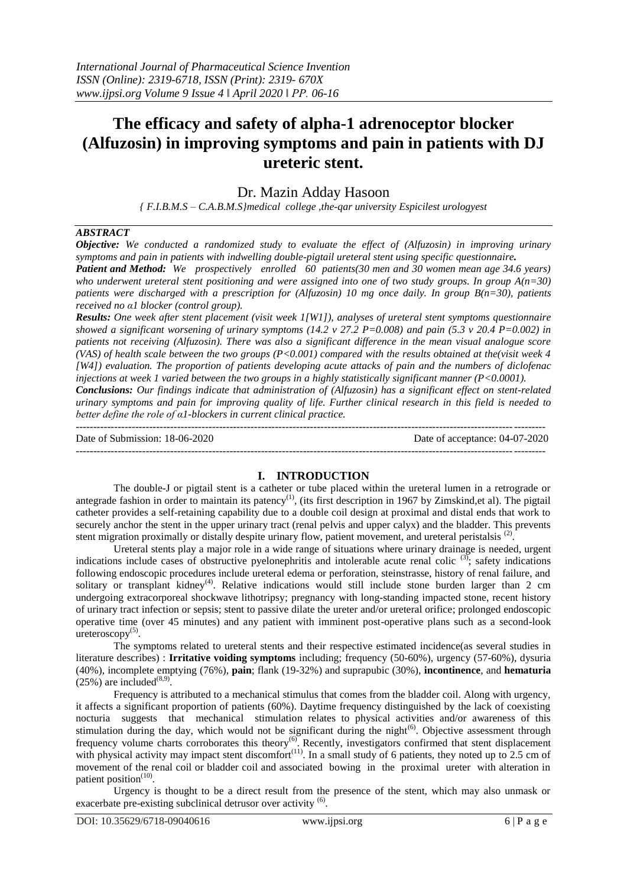# The efficacy and safety of alpha-1 adrenoceptor blocker (Alfuzosin) in improving symptoms and pain in patients with DJ ureteric stent.

Dr. Mazin Adday Hasoon

*{ F.I.B.M.S – C.A.B.M.S}medical college ,the-qar university Espicilest urologyest*

***ABSTRACT***

***Objective:*** *We conducted a randomized study to evaluate the effect of (Alfuzosin) in improving urinary symptoms and pain in patients with indwelling double-pigtail ureteral stent using specific questionnaire.*

***Patient and Method:*** *We prospectively enrolled 60 patients(30 men and 30 women mean age 34.6 years) who underwent ureteral stent positioning and were assigned into one of two study groups. In group A(n=30) patients were discharged with a prescription for (Alfuzosin) 10 mg once daily. In group B(n=30), patients received no α1 blocker (control group).*

***Results:*** *One week after stent placement (visit week 1[W1]), analyses of ureteral stent symptoms questionnaire showed a significant worsening of urinary symptoms (14.2 v 27.2 P=0.008) and pain (5.3 v 20.4 P=0.002) in patients not receiving (Alfuzosin). There was also a significant difference in the mean visual analogue score (VAS) of health scale between the two groups (P<0.001) compared with the results obtained at the(visit week 4 [W4]) evaluation. The proportion of patients developing acute attacks of pain and the numbers of diclofenac injections at week 1 varied between the two groups in a highly statistically significant manner (P<0.0001).*

***Conclusions:*** *Our findings indicate that administration of (Alfuzosin) has a significant effect on stent-related urinary symptoms and pain for improving quality of life. Further clinical research in this field is needed to better define the role of α1-blockers in current clinical practice.*

Date of Submission: 18-06-2020 | Date of acceptance: 04-07-2020

## I. INTRODUCTION

The double-J or pigtail stent is a catheter or tube placed within the ureteral lumen in a retrograde or antegrade fashion in order to maintain its patency[1], (its first description in 1967 by Zimskind,et al). The pigtail catheter provides a self-retaining capability due to a double coil design at proximal and distal ends that work to securely anchor the stent in the upper urinary tract (renal pelvis and upper calyx) and the bladder. This prevents stent migration proximally or distally despite urinary flow, patient movement, and ureteral peristalsis [2].

Ureteral stents play a major role in a wide range of situations where urinary drainage is needed, urgent indications include cases of obstructive pyelonephritis and intolerable acute renal colic [3]; safety indications following endoscopic procedures include ureteral edema or perforation, steinstrasse, history of renal failure, and solitary or transplant kidney[4]. Relative indications would still include stone burden larger than 2 cm undergoing extracorporeal shockwave lithotripsy; pregnancy with long-standing impacted stone, recent history of urinary tract infection or sepsis; stent to passive dilate the ureter and/or ureteral orifice; prolonged endoscopic operative time (over 45 minutes) and any patient with imminent post-operative plans such as a second-look ureteroscopy[5].

The symptoms related to ureteral stents and their respective estimated incidence(as several studies in literature describes) : **Irritative voiding symptoms** including; frequency (50-60%), urgency (57-60%), dysuria (40%), incomplete emptying (76%), **pain**; flank (19-32%) and suprapubic (30%), **incontinence**, and **hematuria** (25%) are included[8,9].

Frequency is attributed to a mechanical stimulus that comes from the bladder coil. Along with urgency, it affects a significant proportion of patients (60%). Daytime frequency distinguished by the lack of coexisting nocturia suggests that mechanical stimulation relates to physical activities and/or awareness of this stimulation during the day, which would not be significant during the night[6]. Objective assessment through frequency volume charts corroborates this theory[6]. Recently, investigators confirmed that stent displacement with physical activity may impact stent discomfort[11]. In a small study of 6 patients, they noted up to 2.5 cm of movement of the renal coil or bladder coil and associated bowing in the proximal ureter with alteration in patient position[10].

Urgency is thought to be a direct result from the presence of the stent, which may also unmask or exacerbate pre-existing subclinical detrusor over activity [6].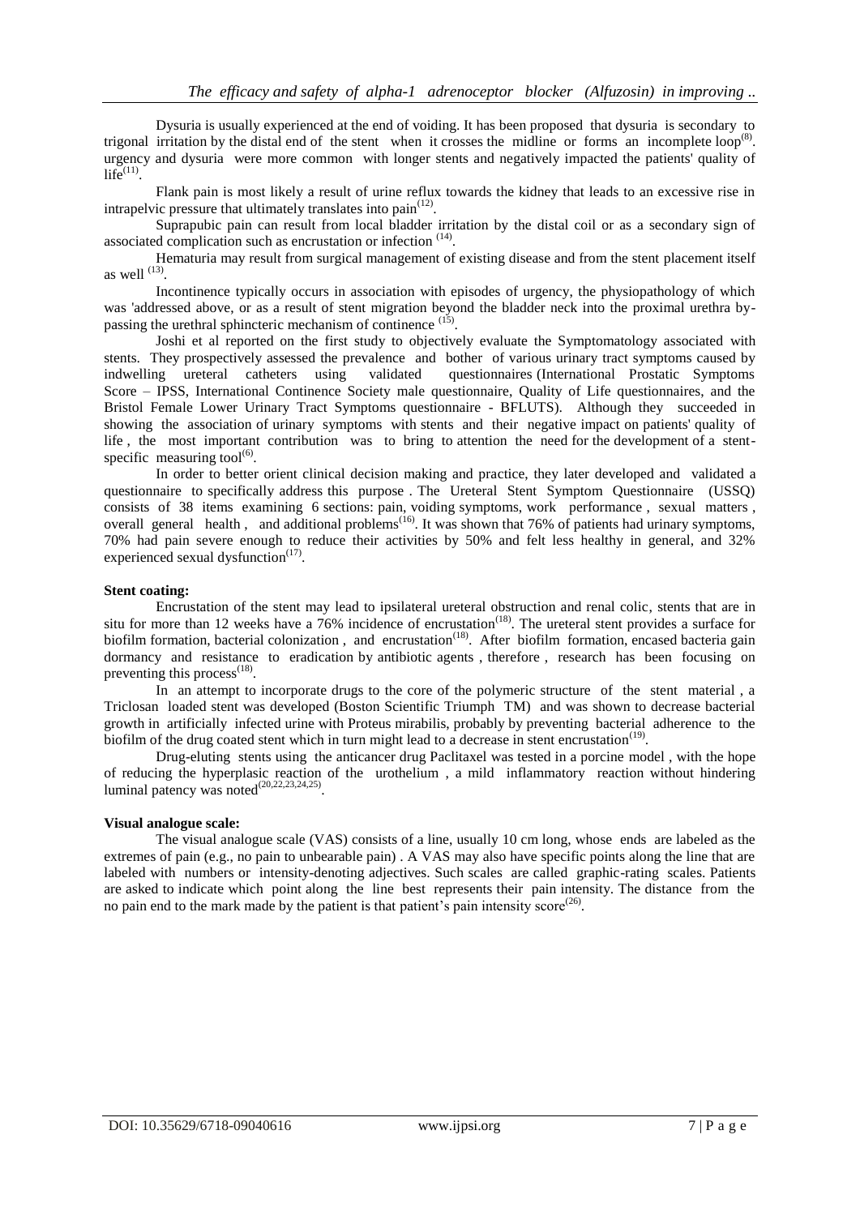Dysuria is usually experienced at the end of voiding. It has been proposed that dysuria is secondary to trigonal irritation by the distal end of the stent when it crosses the midline or forms an incomplete loop[8]. urgency and dysuria were more common with longer stents and negatively impacted the patients' quality of life[11].

Flank pain is most likely a result of urine reflux towards the kidney that leads to an excessive rise in intrapelvic pressure that ultimately translates into pain[12].

Suprapubic pain can result from local bladder irritation by the distal coil or as a secondary sign of associated complication such as encrustation or infection [14].

Hematuria may result from surgical management of existing disease and from the stent placement itself as well [13].

Incontinence typically occurs in association with episodes of urgency, the physiopathology of which was 'addressed above, or as a result of stent migration beyond the bladder neck into the proximal urethra by-passing the urethral sphincteric mechanism of continence [15].

Joshi et al reported on the first study to objectively evaluate the Symptomatology associated with stents. They prospectively assessed the prevalence and bother of various urinary tract symptoms caused by indwelling ureteral catheters using validated questionnaires (International Prostatic Symptoms Score – IPSS, International Continence Society male questionnaire, Quality of Life questionnaires, and the Bristol Female Lower Urinary Tract Symptoms questionnaire - BFLUTS). Although they succeeded in showing the association of urinary symptoms with stents and their negative impact on patients' quality of life , the most important contribution was to bring to attention the need for the development of a stent-specific measuring tool[6].

In order to better orient clinical decision making and practice, they later developed and validated a questionnaire to specifically address this purpose . The Ureteral Stent Symptom Questionnaire (USSQ) consists of 38 items examining 6 sections: pain, voiding symptoms, work performance , sexual matters , overall general health , and additional problems[16]. It was shown that 76% of patients had urinary symptoms, 70% had pain severe enough to reduce their activities by 50% and felt less healthy in general, and 32% experienced sexual dysfunction[17].

**Stent coating:**

Encrustation of the stent may lead to ipsilateral ureteral obstruction and renal colic, stents that are in situ for more than 12 weeks have a 76% incidence of encrustation[18]. The ureteral stent provides a surface for biofilm formation, bacterial colonization , and encrustation[18]. After biofilm formation, encased bacteria gain dormancy and resistance to eradication by antibiotic agents , therefore , research has been focusing on preventing this process[18].

In an attempt to incorporate drugs to the core of the polymeric structure of the stent material , a Triclosan loaded stent was developed (Boston Scientific Triumph TM) and was shown to decrease bacterial growth in artificially infected urine with Proteus mirabilis, probably by preventing bacterial adherence to the biofilm of the drug coated stent which in turn might lead to a decrease in stent encrustation[19].

Drug-eluting stents using the anticancer drug Paclitaxel was tested in a porcine model , with the hope of reducing the hyperplasic reaction of the urothelium , a mild inflammatory reaction without hindering luminal patency was noted[20,22,23,24,25].

**Visual analogue scale:**

The visual analogue scale (VAS) consists of a line, usually 10 cm long, whose ends are labeled as the extremes of pain (e.g., no pain to unbearable pain) . A VAS may also have specific points along the line that are labeled with numbers or intensity-denoting adjectives. Such scales are called graphic-rating scales. Patients are asked to indicate which point along the line best represents their pain intensity. The distance from the no pain end to the mark made by the patient is that patient's pain intensity score[26].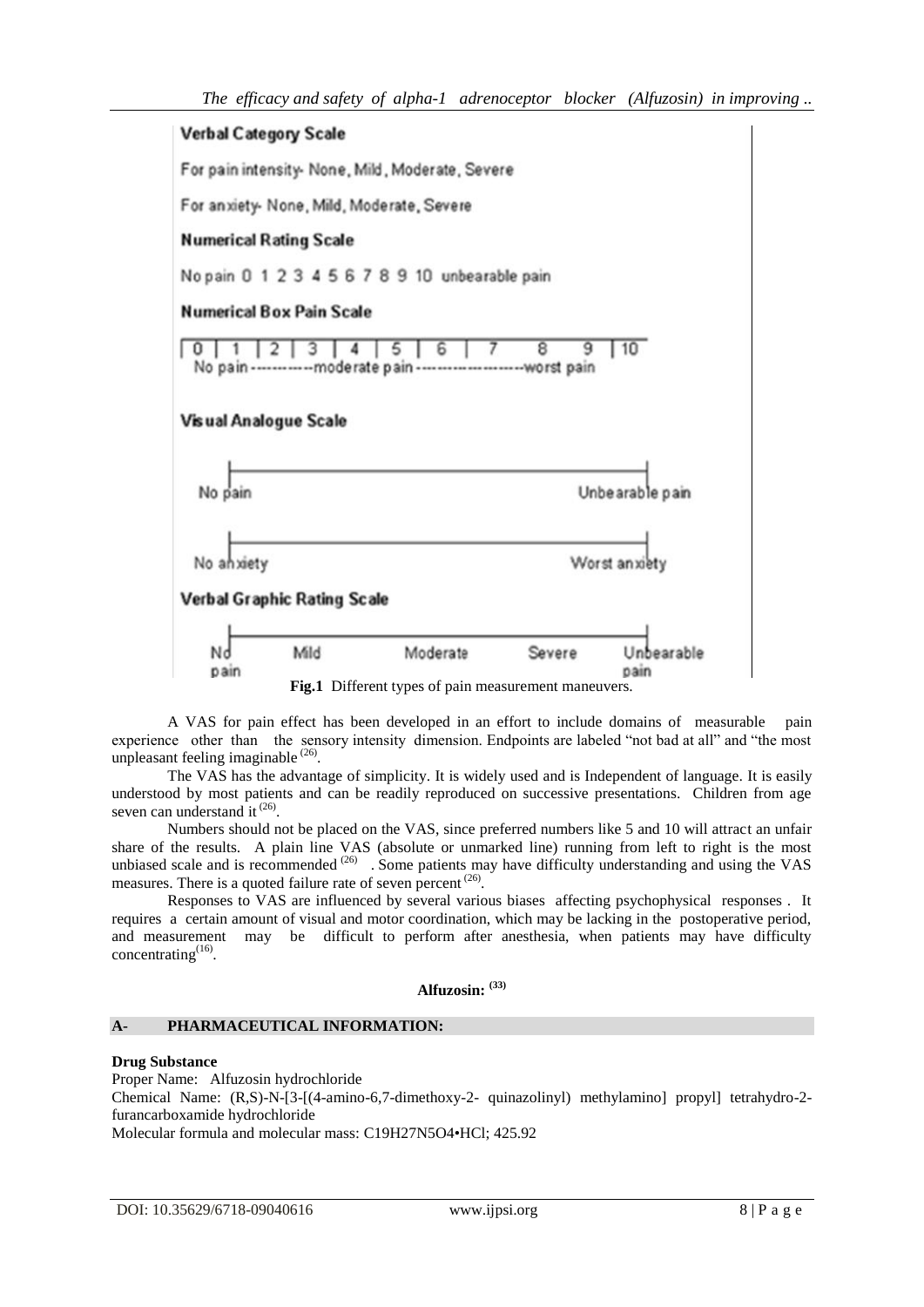Verbal Category Scale

For pain intensity- None, Mild, Moderate, Severe

For anxiety- None, Mild, Moderate, Severe

Numerical Rating Scale

No pain 0 1 2 3 4 5 6 7 8 9 10 unbearable pain

Numerical Box Pain Scale

| 0 | 1 | 2 | 3 | 4 | 5 | 6 | 7 | 8 | 9 | 10 |
|---|---|---|---|---|---|---|---|---|---|---|

No pain -----------moderate pain --------------------worst pain

Visual Analogue Scale

No pain ———————————————— Unbearable pain

No anxiety ———————————————— Worst anxiety

Verbal Graphic Rating Scale

No pain — Mild — Moderate — Severe — Unbearable pain

**Fig.1** Different types of pain measurement maneuvers.

A VAS for pain effect has been developed in an effort to include domains of measurable pain experience other than the sensory intensity dimension. Endpoints are labeled "not bad at all" and "the most unpleasant feeling imaginable [26].

The VAS has the advantage of simplicity. It is widely used and is Independent of language. It is easily understood by most patients and can be readily reproduced on successive presentations. Children from age seven can understand it [26].

Numbers should not be placed on the VAS, since preferred numbers like 5 and 10 will attract an unfair share of the results. A plain line VAS (absolute or unmarked line) running from left to right is the most unbiased scale and is recommended [26] . Some patients may have difficulty understanding and using the VAS measures. There is a quoted failure rate of seven percent [26].

Responses to VAS are influenced by several various biases affecting psychophysical responses . It requires a certain amount of visual and motor coordination, which may be lacking in the postoperative period, and measurement may be difficult to perform after anesthesia, when patients may have difficulty concentrating[16].

## Alfuzosin: [33]

### A- PHARMACEUTICAL INFORMATION:

**Drug Substance**

Proper Name: Alfuzosin hydrochloride

Chemical Name: (R,S)-N-[3-[(4-amino-6,7-dimethoxy-2- quinazolinyl) methylamino] propyl] tetrahydro-2-furancarboxamide hydrochloride

Molecular formula and molecular mass: $C_{19}H_{27}N_5O_4 \cdot HCl$; 425.92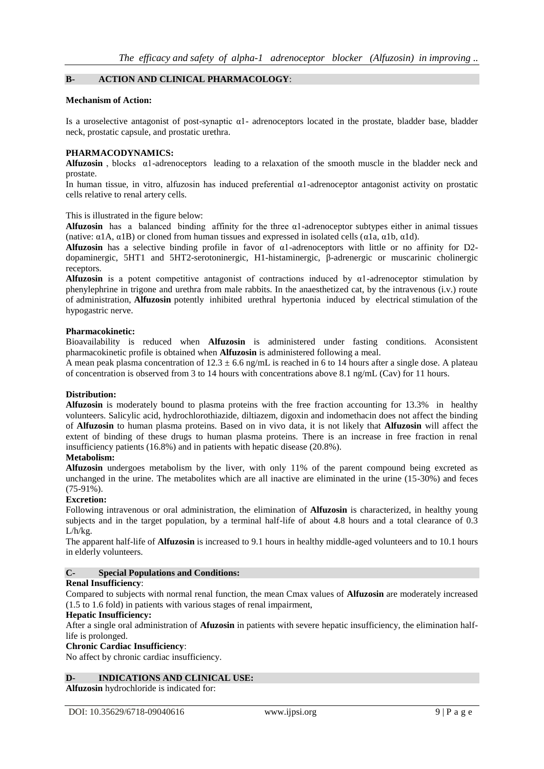## B- ACTION AND CLINICAL PHARMACOLOGY:

**Mechanism of Action:**

Is a uroselective antagonist of post-synaptic α1- adrenoceptors located in the prostate, bladder base, bladder neck, prostatic capsule, and prostatic urethra.

**PHARMACODYNAMICS:**

**Alfuzosin** , blocks α1-adrenoceptors leading to a relaxation of the smooth muscle in the bladder neck and prostate.

In human tissue, in vitro, alfuzosin has induced preferential α1-adrenoceptor antagonist activity on prostatic cells relative to renal artery cells.

This is illustrated in the figure below:

**Alfuzosin** has a balanced binding affinity for the three α1-adrenoceptor subtypes either in animal tissues (native: α1A, α1B) or cloned from human tissues and expressed in isolated cells (α1a, α1b, α1d).

**Alfuzosin** has a selective binding profile in favor of α1-adrenoceptors with little or no affinity for D2-dopaminergic, 5HT1 and 5HT2-serotoninergic, H1-histaminergic, β-adrenergic or muscarinic cholinergic receptors.

**Alfuzosin** is a potent competitive antagonist of contractions induced by α1-adrenoceptor stimulation by phenylephrine in trigone and urethra from male rabbits. In the anaesthetized cat, by the intravenous (i.v.) route of administration, **Alfuzosin** potently inhibited urethral hypertonia induced by electrical stimulation of the hypogastric nerve.

**Pharmacokinetic:**

Bioavailability is reduced when **Alfuzosin** is administered under fasting conditions. Aconsistent pharmacokinetic profile is obtained when **Alfuzosin** is administered following a meal.

A mean peak plasma concentration of 12.3 ± 6.6 ng/mL is reached in 6 to 14 hours after a single dose. A plateau of concentration is observed from 3 to 14 hours with concentrations above 8.1 ng/mL (Cav) for 11 hours.

**Distribution:**

**Alfuzosin** is moderately bound to plasma proteins with the free fraction accounting for 13.3% in healthy volunteers. Salicylic acid, hydrochlorothiazide, diltiazem, digoxin and indomethacin does not affect the binding of **Alfuzosin** to human plasma proteins. Based on in vivo data, it is not likely that **Alfuzosin** will affect the extent of binding of these drugs to human plasma proteins. There is an increase in free fraction in renal insufficiency patients (16.8%) and in patients with hepatic disease (20.8%).

**Metabolism:**

**Alfuzosin** undergoes metabolism by the liver, with only 11% of the parent compound being excreted as unchanged in the urine. The metabolites which are all inactive are eliminated in the urine (15-30%) and feces (75-91%).

**Excretion:**

Following intravenous or oral administration, the elimination of **Alfuzosin** is characterized, in healthy young subjects and in the target population, by a terminal half-life of about 4.8 hours and a total clearance of 0.3 L/h/kg.

The apparent half-life of **Alfuzosin** is increased to 9.1 hours in healthy middle-aged volunteers and to 10.1 hours in elderly volunteers.

## C- Special Populations and Conditions:

**Renal Insufficiency**:

Compared to subjects with normal renal function, the mean Cmax values of **Alfuzosin** are moderately increased (1.5 to 1.6 fold) in patients with various stages of renal impairment,

**Hepatic Insufficiency:**

After a single oral administration of **Afuzosin** in patients with severe hepatic insufficiency, the elimination half-life is prolonged.

**Chronic Cardiac Insufficiency**:

No affect by chronic cardiac insufficiency.

## D- INDICATIONS AND CLINICAL USE:

**Alfuzosin** hydrochloride is indicated for: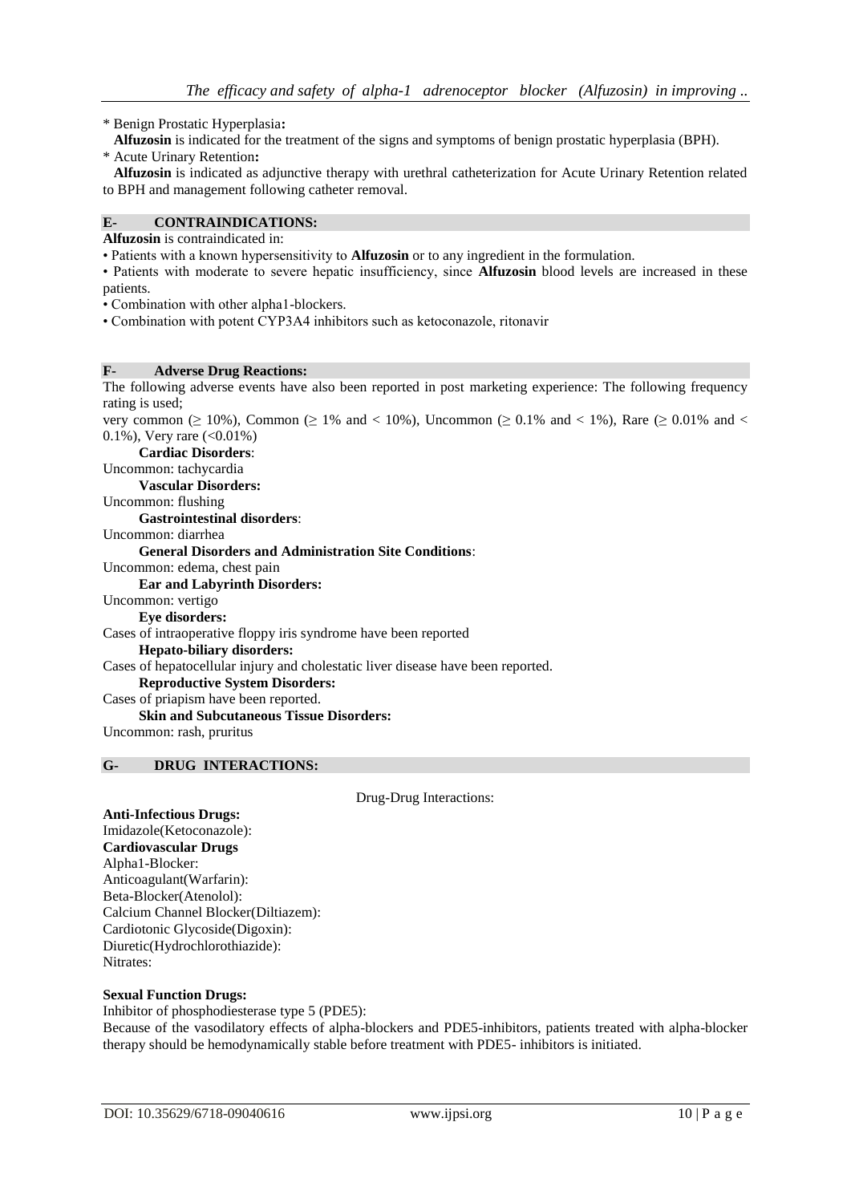* Benign Prostatic Hyperplasia**:**

**Alfuzosin** is indicated for the treatment of the signs and symptoms of benign prostatic hyperplasia (BPH).

* Acute Urinary Retention**:**

**Alfuzosin** is indicated as adjunctive therapy with urethral catheterization for Acute Urinary Retention related to BPH and management following catheter removal.

## E- CONTRAINDICATIONS:

**Alfuzosin** is contraindicated in:

- Patients with a known hypersensitivity to **Alfuzosin** or to any ingredient in the formulation.
- Patients with moderate to severe hepatic insufficiency, since **Alfuzosin** blood levels are increased in these patients.
- Combination with other alpha1-blockers.
- Combination with potent CYP3A4 inhibitors such as ketoconazole, ritonavir

## F- Adverse Drug Reactions:

The following adverse events have also been reported in post marketing experience: The following frequency rating is used;

very common ($\geq$ 10%), Common ($\geq$ 1% and < 10%), Uncommon ($\geq$ 0.1% and < 1%), Rare ($\geq$ 0.01% and < 0.1%), Very rare (<0.01%)

**Cardiac Disorders**:

Uncommon: tachycardia

**Vascular Disorders:**

Uncommon: flushing

**Gastrointestinal disorders**:

Uncommon: diarrhea

**General Disorders and Administration Site Conditions**:

Uncommon: edema, chest pain

**Ear and Labyrinth Disorders:**

Uncommon: vertigo

**Eye disorders:**

Cases of intraoperative floppy iris syndrome have been reported

**Hepato-biliary disorders:**

Cases of hepatocellular injury and cholestatic liver disease have been reported.

**Reproductive System Disorders:**

Cases of priapism have been reported.

**Skin and Subcutaneous Tissue Disorders:**

Uncommon: rash, pruritus

## G- DRUG INTERACTIONS:

Drug-Drug Interactions:

**Anti-Infectious Drugs:**

Imidazole(Ketoconazole):

**Cardiovascular Drugs**

Alpha1-Blocker:

Anticoagulant(Warfarin):

Beta-Blocker(Atenolol):

Calcium Channel Blocker(Diltiazem):

Cardiotonic Glycoside(Digoxin):

Diuretic(Hydrochlorothiazide):

Nitrates:

**Sexual Function Drugs:**

Inhibitor of phosphodiesterase type 5 (PDE5):

Because of the vasodilatory effects of alpha-blockers and PDE5-inhibitors, patients treated with alpha-blocker therapy should be hemodynamically stable before treatment with PDE5- inhibitors is initiated.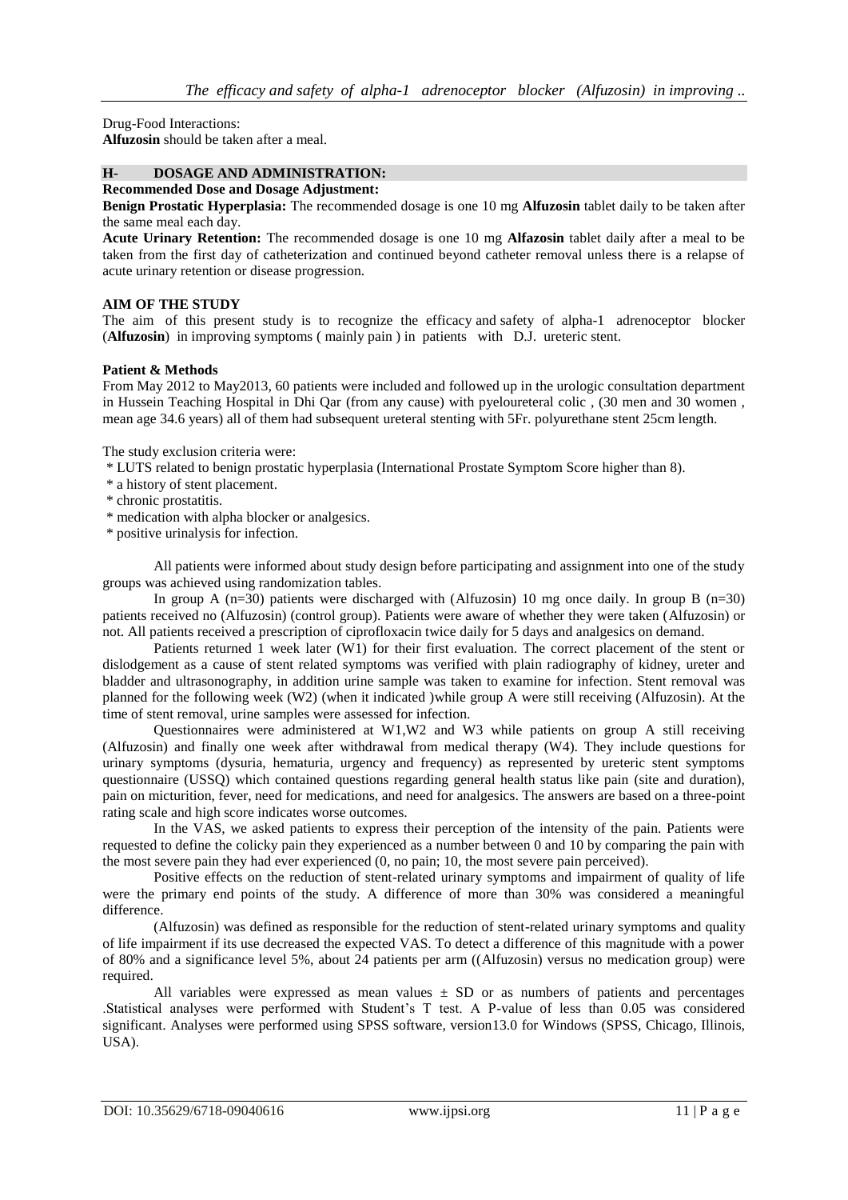Drug-Food Interactions:

**Alfuzosin** should be taken after a meal.

## H- DOSAGE AND ADMINISTRATION:

**Recommended Dose and Dosage Adjustment:**

**Benign Prostatic Hyperplasia:** The recommended dosage is one 10 mg **Alfuzosin** tablet daily to be taken after the same meal each day.

**Acute Urinary Retention:** The recommended dosage is one 10 mg **Alfazosin** tablet daily after a meal to be taken from the first day of catheterization and continued beyond catheter removal unless there is a relapse of acute urinary retention or disease progression.

## AIM OF THE STUDY

The aim of this present study is to recognize the efficacy and safety of alpha-1 adrenoceptor blocker (**Alfuzosin**) in improving symptoms ( mainly pain ) in patients with D.J. ureteric stent.

## Patient & Methods

From May 2012 to May2013, 60 patients were included and followed up in the urologic consultation department in Hussein Teaching Hospital in Dhi Qar (from any cause) with pyeloureteral colic , (30 men and 30 women , mean age 34.6 years) all of them had subsequent ureteral stenting with 5Fr. polyurethane stent 25cm length.

The study exclusion criteria were:

* LUTS related to benign prostatic hyperplasia (International Prostate Symptom Score higher than 8).
* a history of stent placement.
* chronic prostatitis.
* medication with alpha blocker or analgesics.
* positive urinalysis for infection.

All patients were informed about study design before participating and assignment into one of the study groups was achieved using randomization tables.

In group A (n=30) patients were discharged with (Alfuzosin) 10 mg once daily. In group B (n=30) patients received no (Alfuzosin) (control group). Patients were aware of whether they were taken (Alfuzosin) or not. All patients received a prescription of ciprofloxacin twice daily for 5 days and analgesics on demand.

Patients returned 1 week later (W1) for their first evaluation. The correct placement of the stent or dislodgement as a cause of stent related symptoms was verified with plain radiography of kidney, ureter and bladder and ultrasonography, in addition urine sample was taken to examine for infection. Stent removal was planned for the following week (W2) (when it indicated )while group A were still receiving (Alfuzosin). At the time of stent removal, urine samples were assessed for infection.

Questionnaires were administered at W1,W2 and W3 while patients on group A still receiving (Alfuzosin) and finally one week after withdrawal from medical therapy (W4). They include questions for urinary symptoms (dysuria, hematuria, urgency and frequency) as represented by ureteric stent symptoms questionnaire (USSQ) which contained questions regarding general health status like pain (site and duration), pain on micturition, fever, need for medications, and need for analgesics. The answers are based on a three-point rating scale and high score indicates worse outcomes.

In the VAS, we asked patients to express their perception of the intensity of the pain. Patients were requested to define the colicky pain they experienced as a number between 0 and 10 by comparing the pain with the most severe pain they had ever experienced (0, no pain; 10, the most severe pain perceived).

Positive effects on the reduction of stent-related urinary symptoms and impairment of quality of life were the primary end points of the study. A difference of more than 30% was considered a meaningful difference.

(Alfuzosin) was defined as responsible for the reduction of stent-related urinary symptoms and quality of life impairment if its use decreased the expected VAS. To detect a difference of this magnitude with a power of 80% and a significance level 5%, about 24 patients per arm ((Alfuzosin) versus no medication group) were required.

All variables were expressed as mean values ± SD or as numbers of patients and percentages .Statistical analyses were performed with Student's T test. A P-value of less than 0.05 was considered significant. Analyses were performed using SPSS software, version13.0 for Windows (SPSS, Chicago, Illinois, USA).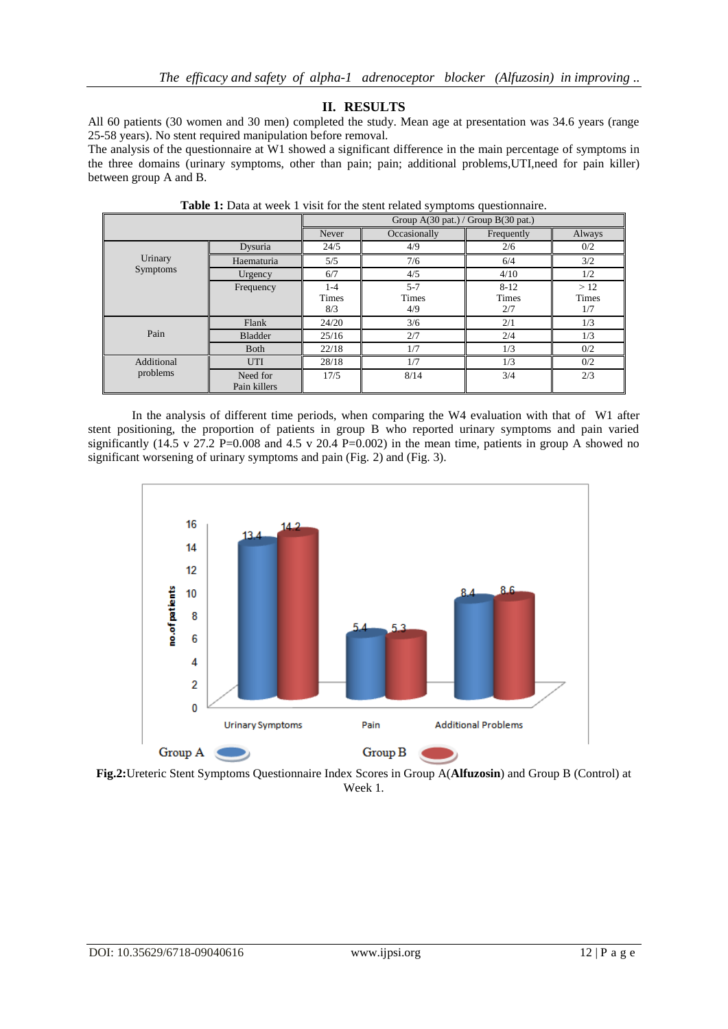## II. RESULTS

All 60 patients (30 women and 30 men) completed the study. Mean age at presentation was 34.6 years (range 25-58 years). No stent required manipulation before removal.

The analysis of the questionnaire at W1 showed a significant difference in the main percentage of symptoms in the three domains (urinary symptoms, other than pain; pain; additional problems,UTI,need for pain killer) between group A and B.

**Table 1:** Data at week 1 visit for the stent related symptoms questionnaire.

| | | Group A(30 pat.) / Group B(30 pat.) | | | |
|---|---|---|---|---|---|
| | | Never | Occasionally | Frequently | Always |
| Urinary Symptoms | Dysuria | 24/5 | 4/9 | 2/6 | 0/2 |
| | Haematuria | 5/5 | 7/6 | 6/4 | 3/2 |
| | Urgency | 6/7 | 4/5 | 4/10 | 1/2 |
| | Frequency | 1-4 Times 8/3 | 5-7 Times 4/9 | 8-12 Times 2/7 | > 12 Times 1/7 |
| Pain | Flank | 24/20 | 3/6 | 2/1 | 1/3 |
| | Bladder | 25/16 | 2/7 | 2/4 | 1/3 |
| | Both | 22/18 | 1/7 | 1/3 | 0/2 |
| Additional problems | UTI | 28/18 | 1/7 | 1/3 | 0/2 |
| | Need for Pain killers | 17/5 | 8/14 | 3/4 | 2/3 |

In the analysis of different time periods, when comparing the W4 evaluation with that of W1 after stent positioning, the proportion of patients in group B who reported urinary symptoms and pain varied significantly (14.5 v 27.2 P=0.008 and 4.5 v 20.4 P=0.002) in the mean time, patients in group A showed no significant worsening of urinary symptoms and pain (Fig. 2) and (Fig. 3).

**Fig.2:**Ureteric Stent Symptoms Questionnaire Index Scores in Group A(**Alfuzosin**) and Group B (Control) at Week 1.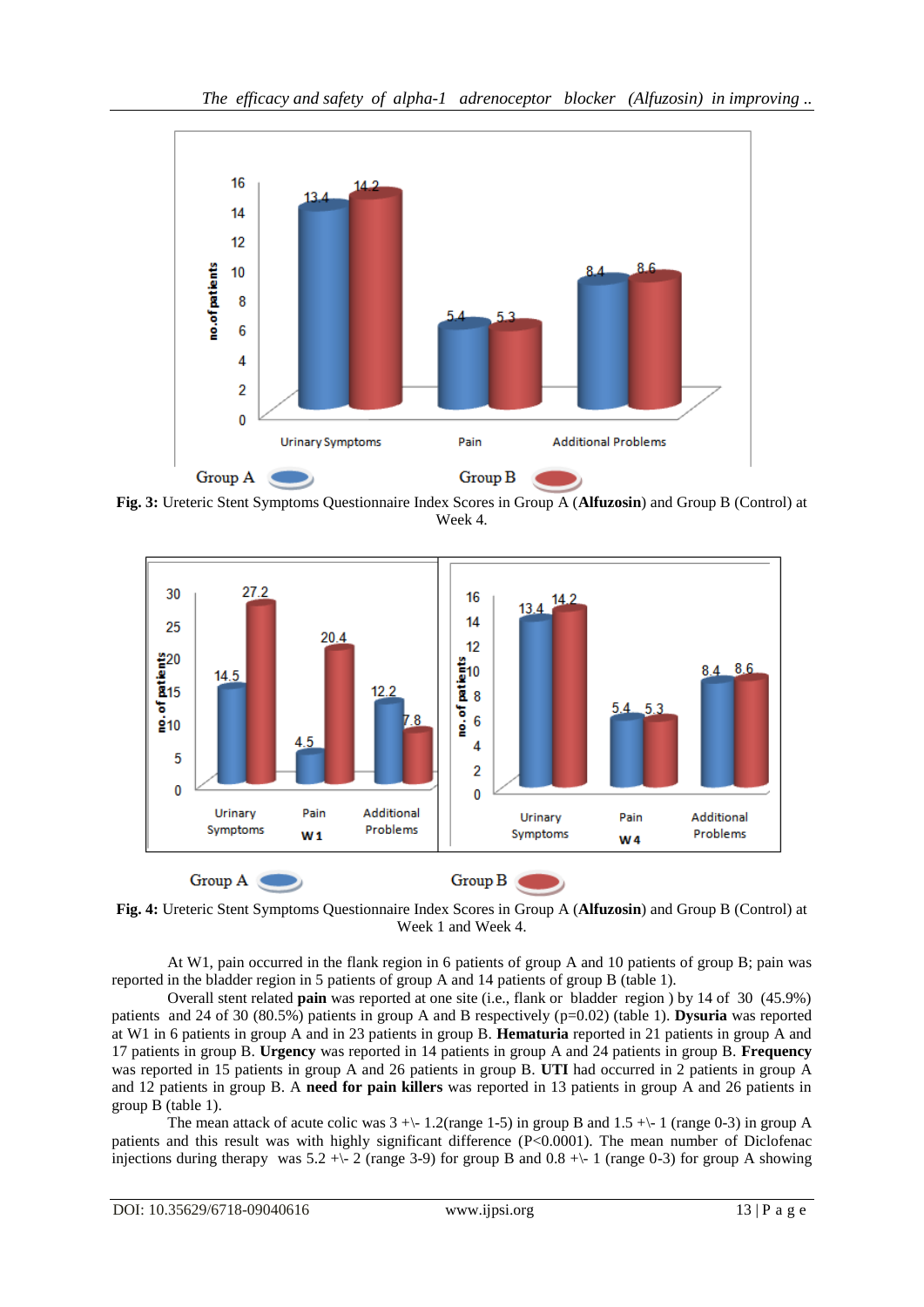**Fig. 3:** Ureteric Stent Symptoms Questionnaire Index Scores in Group A (**Alfuzosin**) and Group B (Control) at Week 4.

**Fig. 4:** Ureteric Stent Symptoms Questionnaire Index Scores in Group A (**Alfuzosin**) and Group B (Control) at Week 1 and Week 4.

At W1, pain occurred in the flank region in 6 patients of group A and 10 patients of group B; pain was reported in the bladder region in 5 patients of group A and 14 patients of group B (table 1).

Overall stent related **pain** was reported at one site (i.e., flank or bladder region ) by 14 of 30 (45.9%) patients and 24 of 30 (80.5%) patients in group A and B respectively (p=0.02) (table 1). **Dysuria** was reported at W1 in 6 patients in group A and in 23 patients in group B. **Hematuria** reported in 21 patients in group A and 17 patients in group B. **Urgency** was reported in 14 patients in group A and 24 patients in group B. **Frequency** was reported in 15 patients in group A and 26 patients in group B. **UTI** had occurred in 2 patients in group A and 12 patients in group B. A **need for pain killers** was reported in 13 patients in group A and 26 patients in group B (table 1).

The mean attack of acute colic was 3 +\- 1.2(range 1-5) in group B and 1.5 +\- 1 (range 0-3) in group A patients and this result was with highly significant difference (P<0.0001). The mean number of Diclofenac injections during therapy was 5.2 +\- 2 (range 3-9) for group B and 0.8 +\- 1 (range 0-3) for group A showing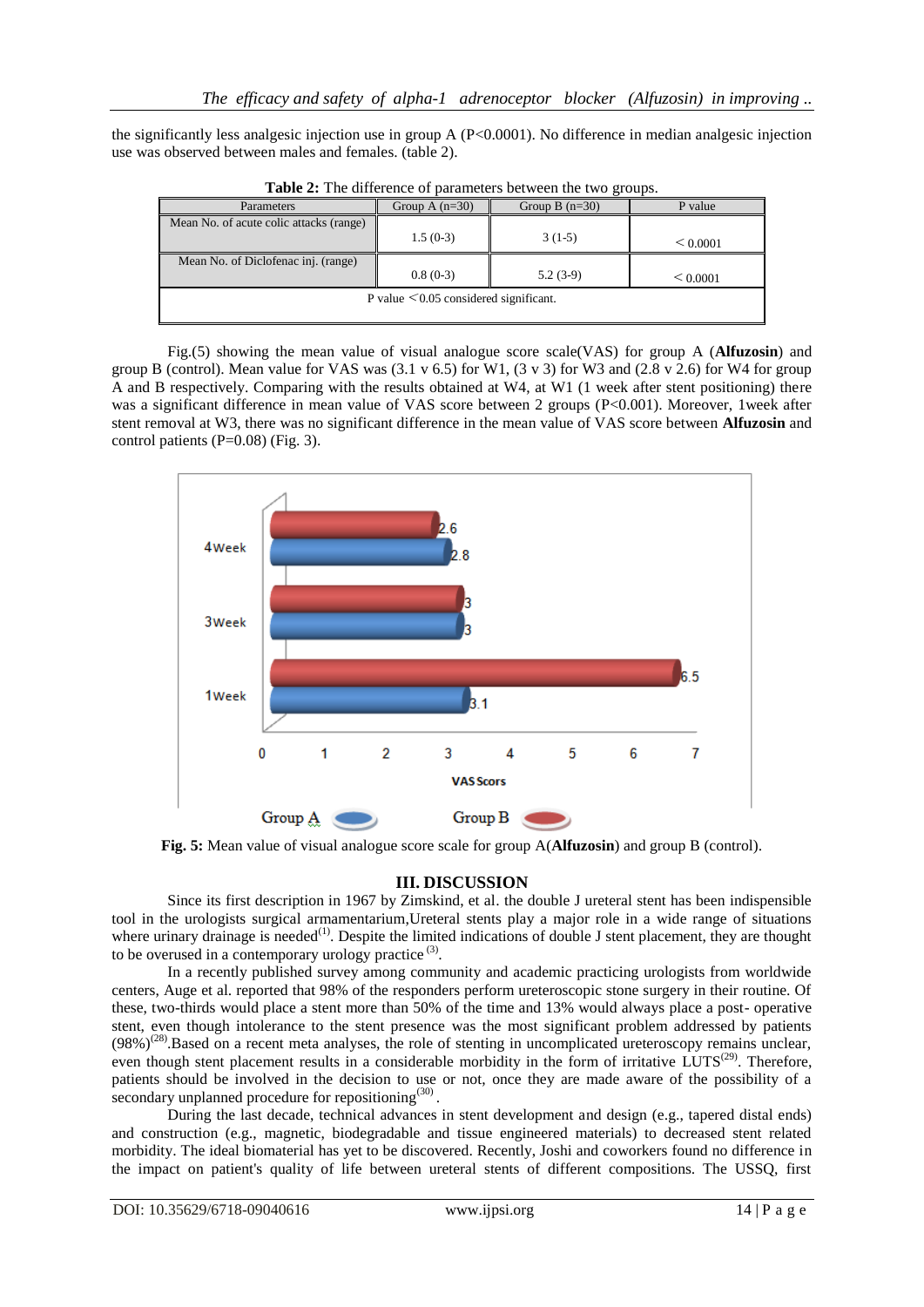the significantly less analgesic injection use in group A (P<0.0001). No difference in median analgesic injection use was observed between males and females. (table 2).

**Table 2:** The difference of parameters between the two groups.

| Parameters | Group A (n=30) | Group B (n=30) | P value |
|---|---|---|---|
| Mean No. of acute colic attacks (range) | 1.5 (0-3) | 3 (1-5) | < 0.0001 |
| Mean No. of Diclofenac inj. (range) | 0.8 (0-3) | 5.2 (3-9) | < 0.0001 |
| P value < 0.05 considered significant. | | | |

Fig.(5) showing the mean value of visual analogue score scale(VAS) for group A (**Alfuzosin**) and group B (control). Mean value for VAS was (3.1 v 6.5) for W1, (3 v 3) for W3 and (2.8 v 2.6) for W4 for group A and B respectively. Comparing with the results obtained at W4, at W1 (1 week after stent positioning) there was a significant difference in mean value of VAS score between 2 groups (P<0.001). Moreover, 1week after stent removal at W3, there was no significant difference in the mean value of VAS score between **Alfuzosin** and control patients (P=0.08) (Fig. 3).

**Fig. 5:** Mean value of visual analogue score scale for group A(**Alfuzosin**) and group B (control).

## III. DISCUSSION

Since its first description in 1967 by Zimskind, et al. the double J ureteral stent has been indispensible tool in the urologists surgical armamentarium,Ureteral stents play a major role in a wide range of situations where urinary drainage is needed[1]. Despite the limited indications of double J stent placement, they are thought to be overused in a contemporary urology practice [3].

In a recently published survey among community and academic practicing urologists from worldwide centers, Auge et al. reported that 98% of the responders perform ureteroscopic stone surgery in their routine. Of these, two-thirds would place a stent more than 50% of the time and 13% would always place a post- operative stent, even though intolerance to the stent presence was the most significant problem addressed by patients (98%)[28].Based on a recent meta analyses, the role of stenting in uncomplicated ureteroscopy remains unclear, even though stent placement results in a considerable morbidity in the form of irritative LUTS[29]. Therefore, patients should be involved in the decision to use or not, once they are made aware of the possibility of a secondary unplanned procedure for repositioning[30].

During the last decade, technical advances in stent development and design (e.g., tapered distal ends) and construction (e.g., magnetic, biodegradable and tissue engineered materials) to decreased stent related morbidity. The ideal biomaterial has yet to be discovered. Recently, Joshi and coworkers found no difference in the impact on patient's quality of life between ureteral stents of different compositions. The USSQ, first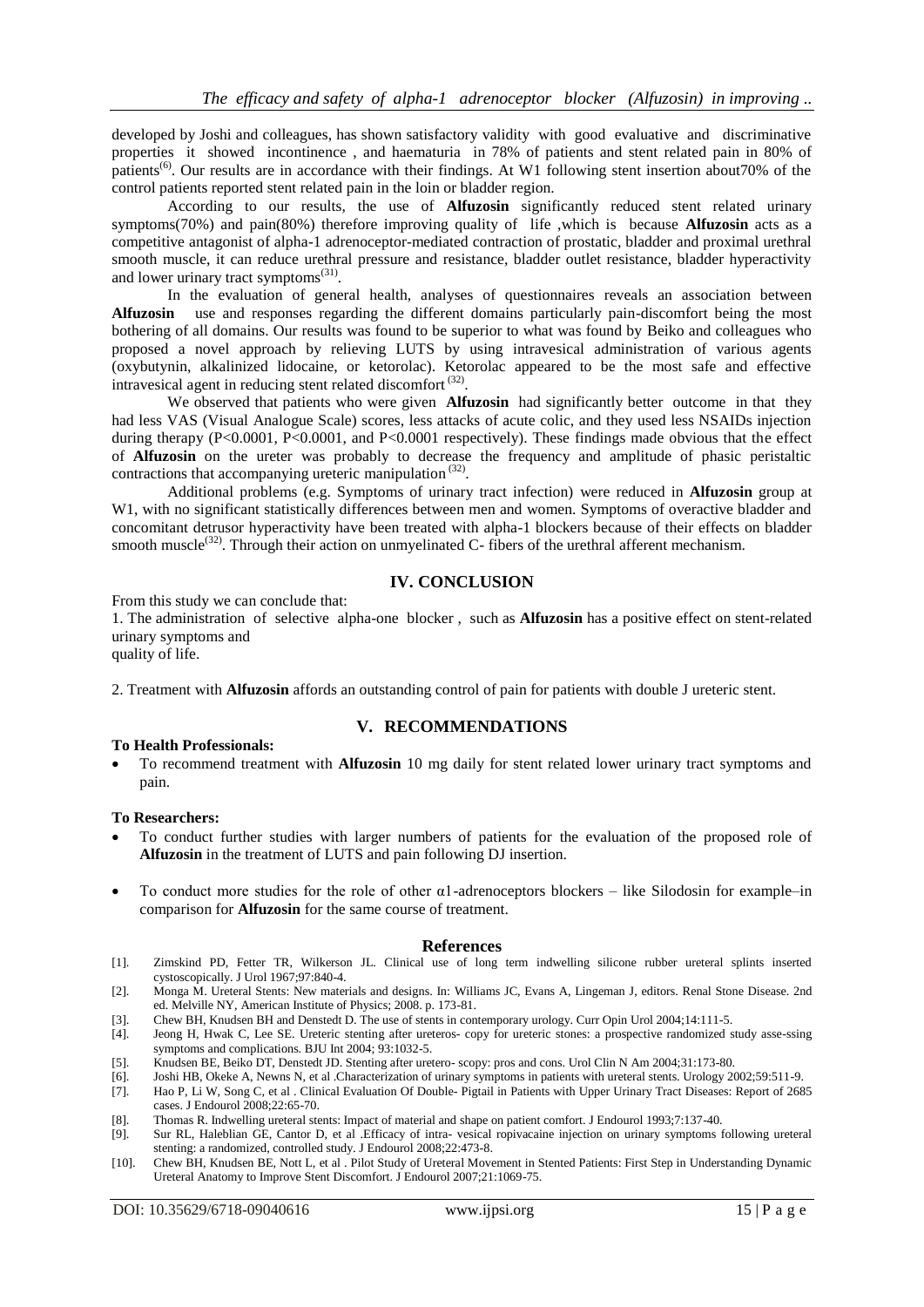developed by Joshi and colleagues, has shown satisfactory validity with good evaluative and discriminative properties it showed incontinence , and haematuria in 78% of patients and stent related pain in 80% of patients[6]. Our results are in accordance with their findings. At W1 following stent insertion about70% of the control patients reported stent related pain in the loin or bladder region.

According to our results, the use of **Alfuzosin** significantly reduced stent related urinary symptoms(70%) and pain(80%) therefore improving quality of life ,which is because **Alfuzosin** acts as a competitive antagonist of alpha-1 adrenoceptor-mediated contraction of prostatic, bladder and proximal urethral smooth muscle, it can reduce urethral pressure and resistance, bladder outlet resistance, bladder hyperactivity and lower urinary tract symptoms[31].

In the evaluation of general health, analyses of questionnaires reveals an association between **Alfuzosin** use and responses regarding the different domains particularly pain-discomfort being the most bothering of all domains. Our results was found to be superior to what was found by Beiko and colleagues who proposed a novel approach by relieving LUTS by using intravesical administration of various agents (oxybutynin, alkalinized lidocaine, or ketorolac). Ketorolac appeared to be the most safe and effective intravesical agent in reducing stent related discomfort [32].

We observed that patients who were given **Alfuzosin** had significantly better outcome in that they had less VAS (Visual Analogue Scale) scores, less attacks of acute colic, and they used less NSAIDs injection during therapy ($P<0.0001$, $P<0.0001$, and $P<0.0001$ respectively). These findings made obvious that the effect of **Alfuzosin** on the ureter was probably to decrease the frequency and amplitude of phasic peristaltic contractions that accompanying ureteric manipulation [32].

Additional problems (e.g. Symptoms of urinary tract infection) were reduced in **Alfuzosin** group at W1, with no significant statistically differences between men and women. Symptoms of overactive bladder and concomitant detrusor hyperactivity have been treated with alpha-1 blockers because of their effects on bladder smooth muscle[32]. Through their action on unmyelinated C- fibers of the urethral afferent mechanism.

## IV. CONCLUSION

From this study we can conclude that:

1. The administration of selective alpha-one blocker , such as **Alfuzosin** has a positive effect on stent-related urinary symptoms and quality of life.

2. Treatment with **Alfuzosin** affords an outstanding control of pain for patients with double J ureteric stent.

## V. RECOMMENDATIONS

**To Health Professionals:**

- To recommend treatment with **Alfuzosin** 10 mg daily for stent related lower urinary tract symptoms and pain.

**To Researchers:**

- To conduct further studies with larger numbers of patients for the evaluation of the proposed role of **Alfuzosin** in the treatment of LUTS and pain following DJ insertion.
- To conduct more studies for the role of other α1-adrenoceptors blockers – like Silodosin for example–in comparison for **Alfuzosin** for the same course of treatment.

## References

[1]. Zimskind PD, Fetter TR, Wilkerson JL. Clinical use of long term indwelling silicone rubber ureteral splints inserted cystoscopically. J Urol 1967;97:840-4.

[2]. Monga M. Ureteral Stents: New materials and designs. In: Williams JC, Evans A, Lingeman J, editors. Renal Stone Disease. 2nd ed. Melville NY, American Institute of Physics; 2008. p. 173-81.

[3]. Chew BH, Knudsen BH and Denstedt D. The use of stents in contemporary urology. Curr Opin Urol 2004;14:111-5.

[4]. Jeong H, Hwak C, Lee SE. Ureteric stenting after ureteros- copy for ureteric stones: a prospective randomized study asse-ssing symptoms and complications. BJU Int 2004; 93:1032-5.

[5]. Knudsen BE, Beiko DT, Denstedt JD. Stenting after uretero- scopy: pros and cons. Urol Clin N Am 2004;31:173-80.

[6]. Joshi HB, Okeke A, Newns N, et al .Characterization of urinary symptoms in patients with ureteral stents. Urology 2002;59:511-9.

[7]. Hao P, Li W, Song C, et al . Clinical Evaluation Of Double- Pigtail in Patients with Upper Urinary Tract Diseases: Report of 2685 cases. J Endourol 2008;22:65-70.

[8]. Thomas R. Indwelling ureteral stents: Impact of material and shape on patient comfort. J Endourol 1993;7:137-40.

[9]. Sur RL, Haleblian GE, Cantor D, et al .Efficacy of intra- vesical ropivacaine injection on urinary symptoms following ureteral stenting: a randomized, controlled study. J Endourol 2008;22:473-8.

[10]. Chew BH, Knudsen BE, Nott L, et al . Pilot Study of Ureteral Movement in Stented Patients: First Step in Understanding Dynamic Ureteral Anatomy to Improve Stent Discomfort. J Endourol 2007;21:1069-75.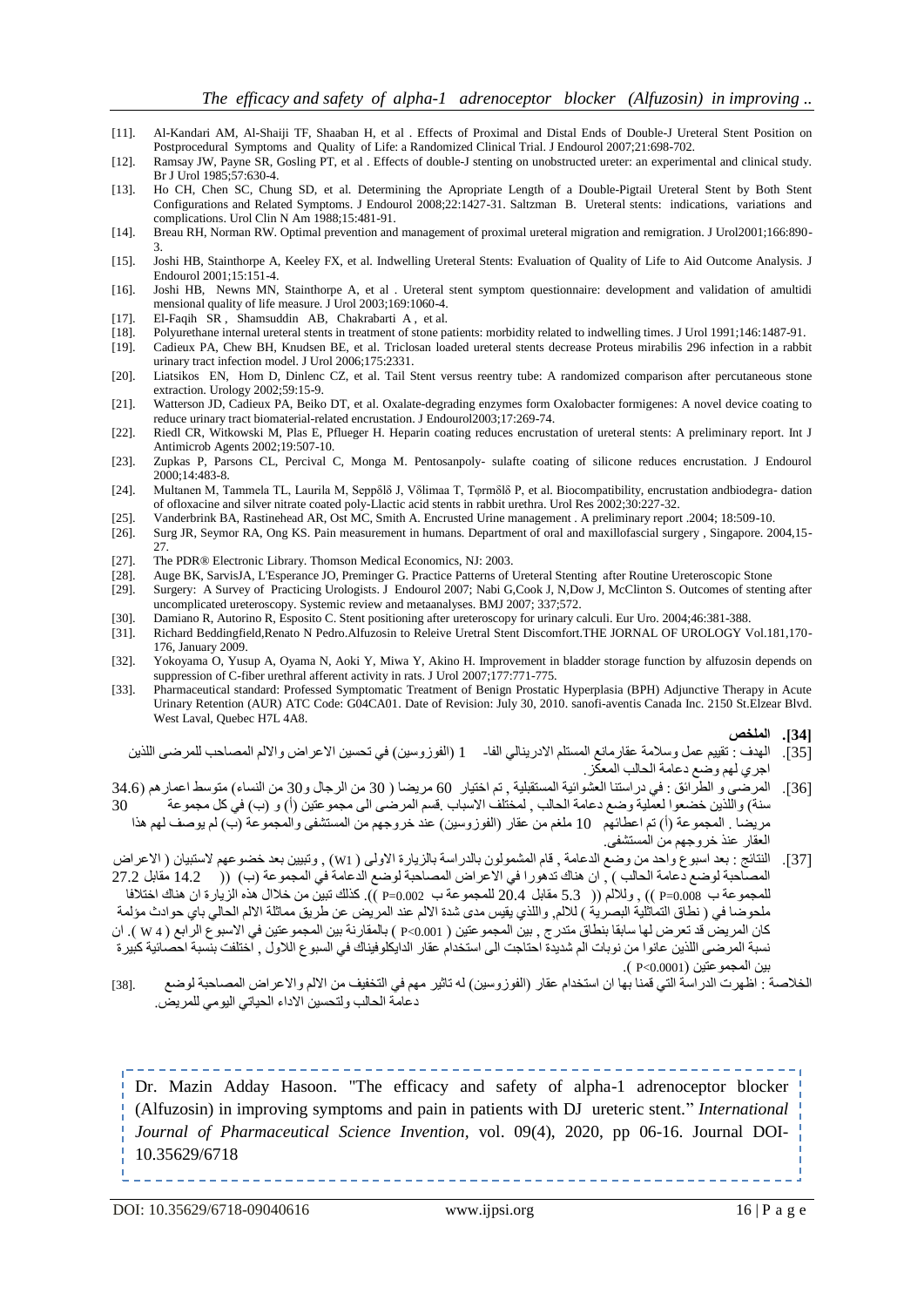[11]. Al-Kandari AM, Al-Shaiji TF, Shaaban H, et al . Effects of Proximal and Distal Ends of Double-J Ureteral Stent Position on Postprocedural Symptoms and Quality of Life: a Randomized Clinical Trial. J Endourol 2007;21:698-702.

[12]. Ramsay JW, Payne SR, Gosling PT, et al . Effects of double-J stenting on unobstructed ureter: an experimental and clinical study. Br J Urol 1985;57:630-4.

[13]. Ho CH, Chen SC, Chung SD, et al. Determining the Apropriate Length of a Double-Pigtail Ureteral Stent by Both Stent Configurations and Related Symptoms. J Endourol 2008;22:1427-31. Saltzman B. Ureteral stents: indications, variations and complications. Urol Clin N Am 1988;15:481-91.

[14]. Breau RH, Norman RW. Optimal prevention and management of proximal ureteral migration and remigration. J Urol2001;166:890-3.

[15]. Joshi HB, Stainthorpe A, Keeley FX, et al. Indwelling Ureteral Stents: Evaluation of Quality of Life to Aid Outcome Analysis. J Endourol 2001;15:151-4.

[16]. Joshi HB, Newns MN, Stainthorpe A, et al . Ureteral stent symptom questionnaire: development and validation of amultidi mensional quality of life measure. J Urol 2003;169:1060-4.

[17]. El-Faqih SR , Shamsuddin AB, Chakrabarti A , et al.

[18]. Polyurethane internal ureteral stents in treatment of stone patients: morbidity related to indwelling times. J Urol 1991;146:1487-91.

[19]. Cadieux PA, Chew BH, Knudsen BE, et al. Triclosan loaded ureteral stents decrease Proteus mirabilis 296 infection in a rabbit urinary tract infection model. J Urol 2006;175:2331.

[20]. Liatsikos EN, Hom D, Dinlenc CZ, et al. Tail Stent versus reentry tube: A randomized comparison after percutaneous stone extraction. Urology 2002;59:15-9.

[21]. Watterson JD, Cadieux PA, Beiko DT, et al. Oxalate-degrading enzymes form Oxalobacter formigenes: A novel device coating to reduce urinary tract biomaterial-related encrustation. J Endourol2003;17:269-74.

[22]. Riedl CR, Witkowski M, Plas E, Pflueger H. Heparin coating reduces encrustation of ureteral stents: A preliminary report. Int J Antimicrob Agents 2002;19:507-10.

[23]. Zupkas P, Parsons CL, Percival C, Monga M. Pentosanpoly- sulfate coating of silicone reduces encrustation. J Endourol 2000;14:483-8.

[24]. Multanen M, Tammela TL, Laurila M, Seppôlô J, Vôlimaa T, Tφrmôlô P, et al. Biocompatibility, encrustation andbiodegra- dation of ofloxacine and silver nitrate coated poly-Llactic acid stents in rabbit urethra. Urol Res 2002;30:227-32.

[25]. Vanderbrink BA, Rastinehead AR, Ost MC, Smith A. Encrusted Urine management . A preliminary report .2004; 18:509-10.

[26]. Surg JR, Seymor RA, Ong KS. Pain measurement in humans. Department of oral and maxillofascial surgery , Singapore. 2004,15-27.

[27]. The PDR® Electronic Library. Thomson Medical Economics, NJ: 2003.

[28]. Auge BK, SarvisJA, L'Esperance JO, Preminger G. Practice Patterns of Ureteral Stenting after Routine Ureteroscopic Stone

[29]. Surgery: A Survey of Practicing Urologists. J Endourol 2007; Nabi G,Cook J, N,Dow J, McClinton S. Outcomes of stenting after uncomplicated ureteroscopy. Systemic review and metaanalyses. BMJ 2007; 337;572.

[30]. Damiano R, Autorino R, Esposito C. Stent positioning after ureteroscopy for urinary calculi. Eur Uro. 2004;46:381-388.

[31]. Richard Beddingfield,Renato N Pedro.Alfuzosin to Releive Uretral Stent Discomfort.THE JORNAL OF UROLOGY Vol.181,170-176, January 2009.

[32]. Yokoyama O, Yusup A, Oyama N, Aoki Y, Miwa Y, Akino H. Improvement in bladder storage function by alfuzosin depends on suppression of C-fiber urethral afferent activity in rats. J Urol 2007;177:771-775.

[33]. Pharmaceutical standard: Professed Symptomatic Treatment of Benign Prostatic Hyperplasia (BPH) Adjunctive Therapy in Acute Urinary Retention (AUR) ATC Code: G04CA01. Date of Revision: July 30, 2010. sanofi-aventis Canada Inc. 2150 St.Elzear Blvd. West Laval, Quebec H7L 4A8.

**[34]. الملخص**

[35]. الهدف : تقييم عمل وسلامة عقارمانع المستلم الادرينالي الفا- 1 (الفوزوسين) في تحسين الاعراض والالم المصاحب للمرضى اللذين اجري لهم وضع دعامة الحالب المعكز.

[36]. المرضى و الطرائق : في دراستنا العشوائية المستقبلية , تم اختيار 60 مريضا ( 30 من الرجال و30 من النساء) متوسط اعمارهم (34.6 سنة) واللذين خضعوا لعملية وضع دعامة الحالب , لمختلف الاسباب .قسم المرضى الى مجموعتين (أ) و (ب) في كل مجموعة 30 مريضا . المجموعة (أ) تم اعطائهم 10 ملغم من عقار (الفوزوسين) عند خروجهم من المستشفى والمجموعة (ب) لم يوصف لهم هذا العقار عنذ خروجهم من المستشفى.

[37]. النتائج : بعد اسبوع واحد من وضع الدعامة , قام المشمولون بالدراسة بالزيارة الاولى ( W1) , وتبيين بعد خضوعهم لاستبيان ( الاعراض المصاحبة لوضع دعامة الحالب ) , ان هناك تدهورا في الاعراض المصاحبة لوضع الدعامة في المجموعة (ب) (( 14.2 مقابل 27.2 للمجموعة ب P=0.008 )) , وللالم (( 5.3 مقابل 20.4 للمجموعة ب P=0.002 )). كذلك تبين من خلال هذه الزيارة ان هناك اختلافا ملحوضا في ( نطاق التماثلية البصرية ) للالم, واللذي يقيس مدى شدة الالم عند المريض عن طريق مماثلة الالم الحالي باي حوادث مؤلمة كان المريض قد تعرض لها سابقا بنطاق متدرج , بين المجموعتين ( P<0.001 ) بالمقارنة بين المجموعتين في الاسبوع الرابع ( W 4 ). ان نسبة المرضى اللذين عانوا من نوبات الم شديدة احتاجت الى استخدام عقار الدايكلوفيناك في السبوع اللاول , اختلفت بنسبة احصائية كبيرة بين المجموعتين (P<0.0001 ).

[38]. الخلاصة : اظهرت الدراسة التي قمنا بها ان استخدام عقار (الفوزوسين) له تاثير مهم في التخفيف من الالم والاعراض المصاحبة لوضع دعامة الحالب ولتحسين الاداء الحياتي اليومي للمريض.

Dr. Mazin Adday Hasoon. "The efficacy and safety of alpha-1 adrenoceptor blocker (Alfuzosin) in improving symptoms and pain in patients with DJ ureteric stent." *International Journal of Pharmaceutical Science Invention*, vol. 09(4), 2020, pp 06-16. Journal DOI- 10.35629/6718